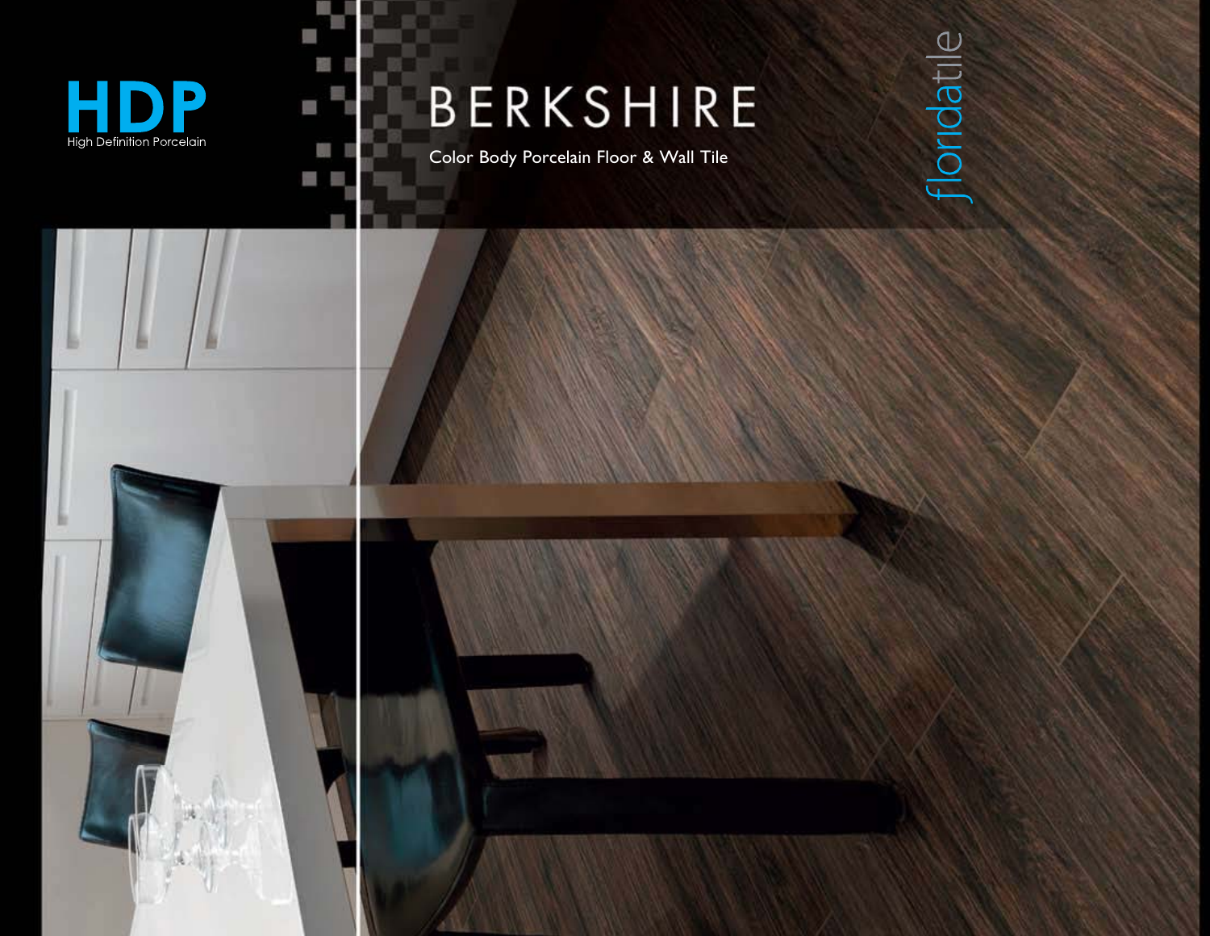# HDP

High Definition Porcelain

# BERKSHIRE

Color Body Porcelain Floor & Wall Tile

floridatile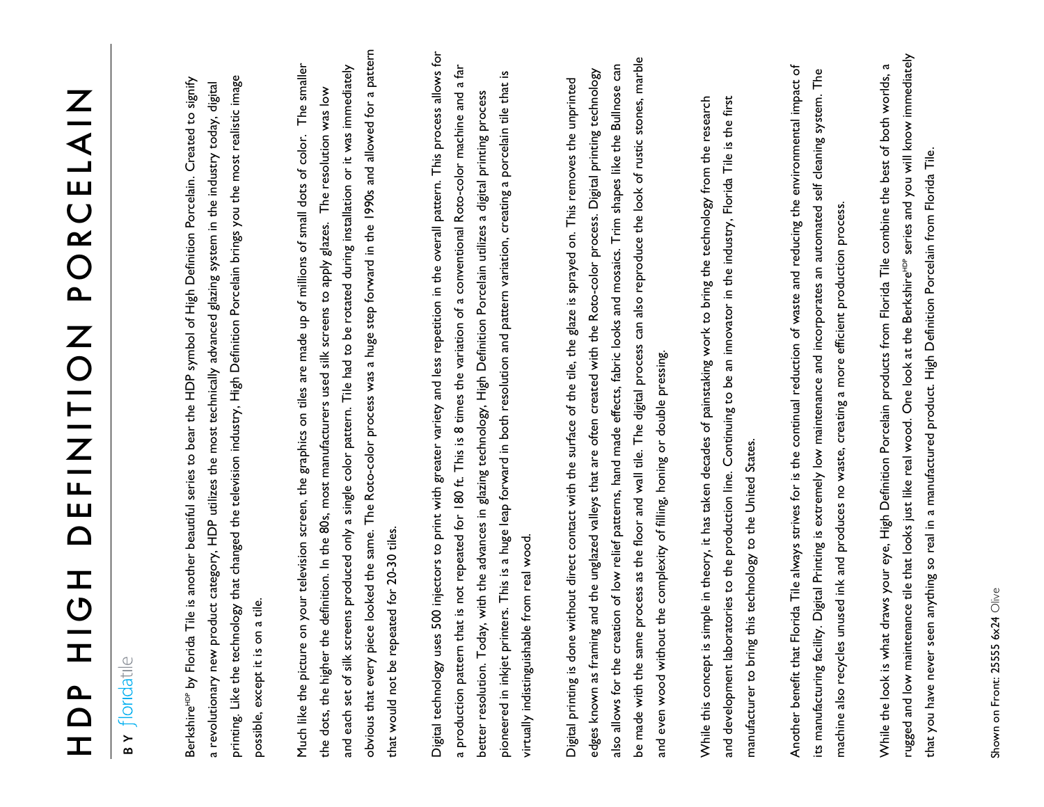# HDP HIGH DEFINITION PORCELAIN

BY floridatile

Berkshire[HDP] by Florida Tile is another beautiful series to bear the HDP symbol of High Definition Porcelain. Created to signify a revolutionary new product category, HDP utilizes the most technically advanced glazing system in the industry today, digital printing. Like the technology that changed the television industry, High Definition Porcelain brings you the most realistic image possible, except it is on a tile.

Much like the picture on your television screen, the graphics on tiles are made up of millions of small dots of color. The smaller the dots, the higher the definition. In the 80s, most manufacturers used silk screens to apply glazes. The resolution was low and each set of silk screens produced only a single color pattern. Tile had to be rotated during installation or it was immediately obvious that every piece looked the same. The Roto-color process was a huge step forward in the 1990s and allowed for a pattern that would not be repeated for 20-30 tiles.

Digital technology uses 500 injectors to print with greater variety and less repetition in the overall pattern. This process allows for a production pattern that is not repeated for 180 ft. This is 8 times the variation of a conventional Roto-color machine and a far better resolution. Today, with the advances in glazing technology, High Definition Porcelain utilizes a digital printing process pioneered in inkjet printers. This is a huge leap forward in both resolution and pattern variation, creating a porcelain tile that is virtually indistinguishable from real wood.

Digital printing is done without direct contact with the surface of the tile, the glaze is sprayed on. This removes the unprinted edges known as framing and the unglazed valleys that are often created with the Roto-color process. Digital printing technology also allows for the creation of low relief patterns, hand made effects, fabric looks and mosaics. Trim shapes like the Bullnose can be made with the same process as the floor and wall tile. The digital process can also reproduce the look of rustic stones, marble and even wood without the complexity of filling, honing or double pressing.

While this concept is simple in theory, it has taken decades of painstaking work to bring the technology from the research and development laboratories to the production line. Continuing to be an innovator in the industry, Florida Tile is the first manufacturer to bring this technology to the United States.

Another benefit that Florida Tile always strives for is the continual reduction of waste and reducing the environmental impact of its manufacturing facility. Digital Printing is extremely low maintenance and incorporates an automated self cleaning system. The machine also recycles unused ink and produces no waste, creating a more efficient production process.

While the look is what draws your eye, High Definition Porcelain products from Florida Tile combine the best of both worlds, a rugged and low maintenance tile that looks just like real wood. One look at the Berkshire[HDP] series and you will know immediately that you have never seen anything so real in a manufactured product. High Definition Porcelain from Florida Tile.

Shown on Front: 25555 6x24 Olive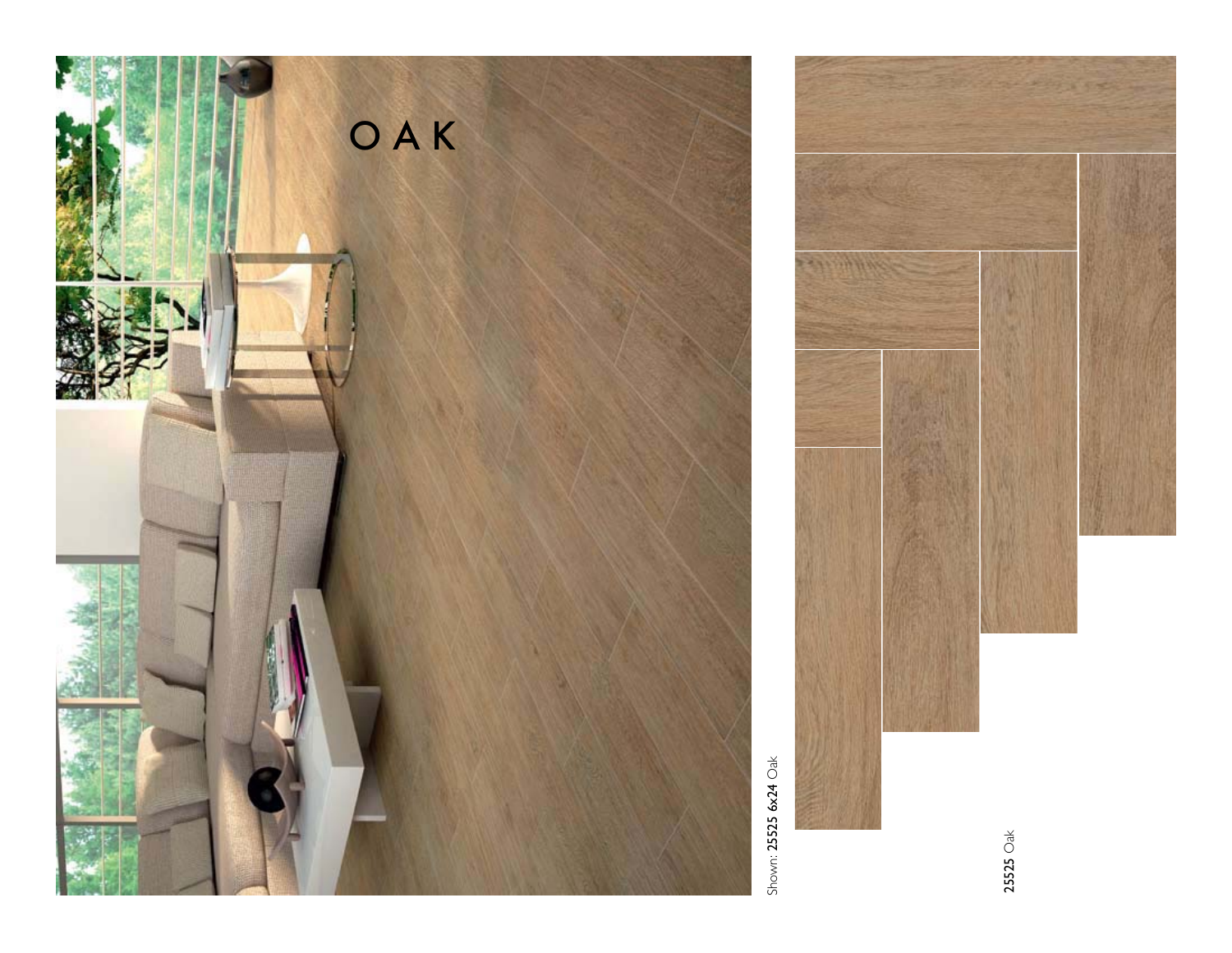# OAK

Shown: **25525 6x24** Oak

**25525** Oak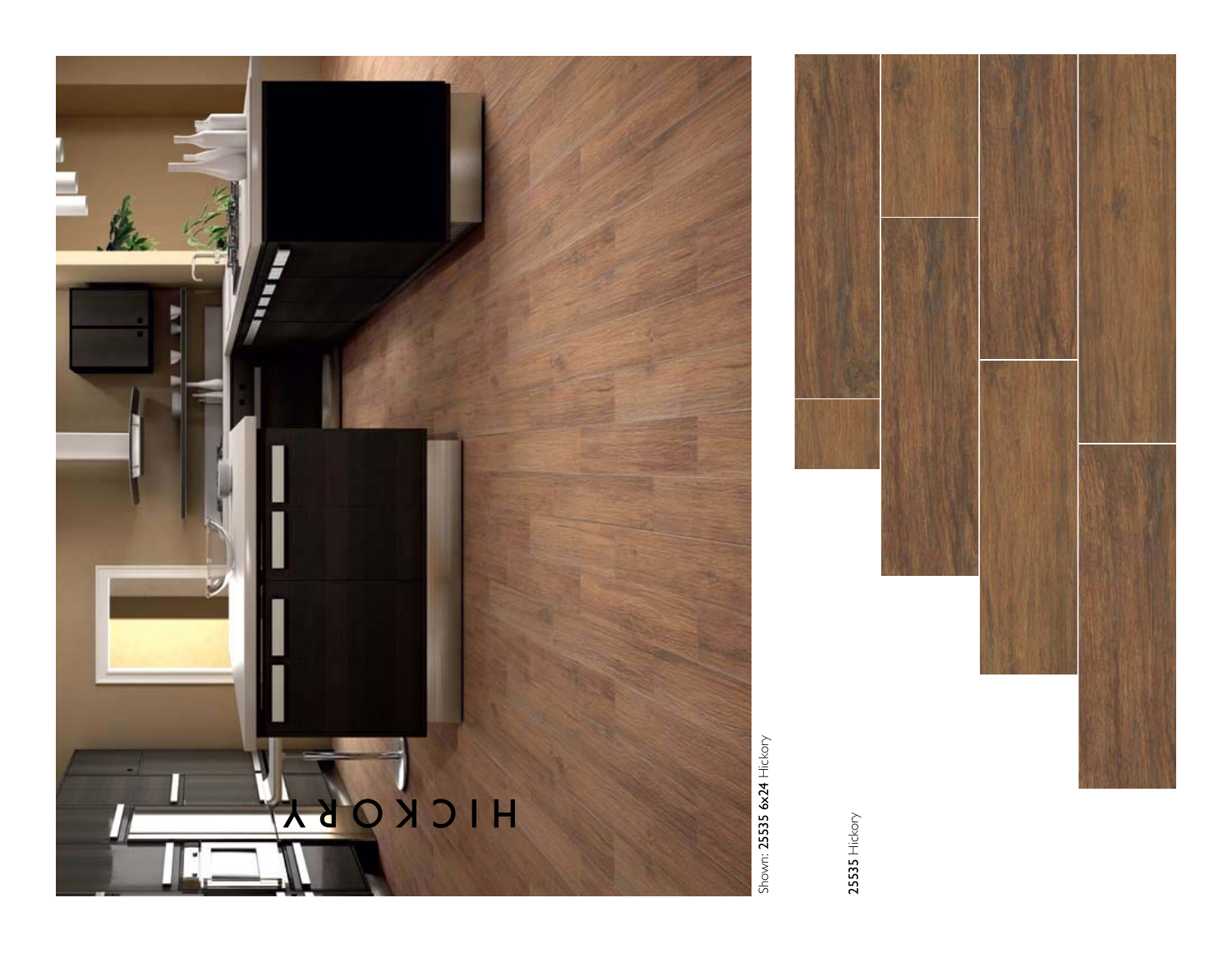# HICKORY

Shown: **25535 6x24** Hickory

**25535** Hickory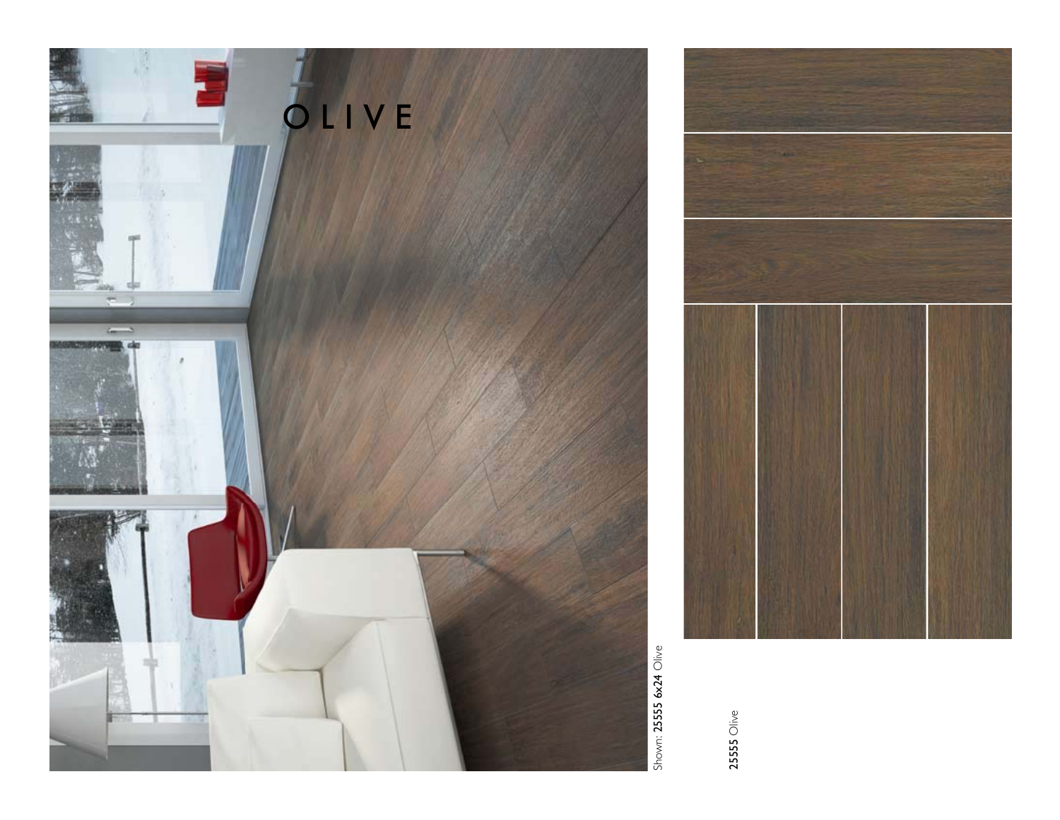# OLIVE

Shown: **25555 6x24** Olive

**25555** Olive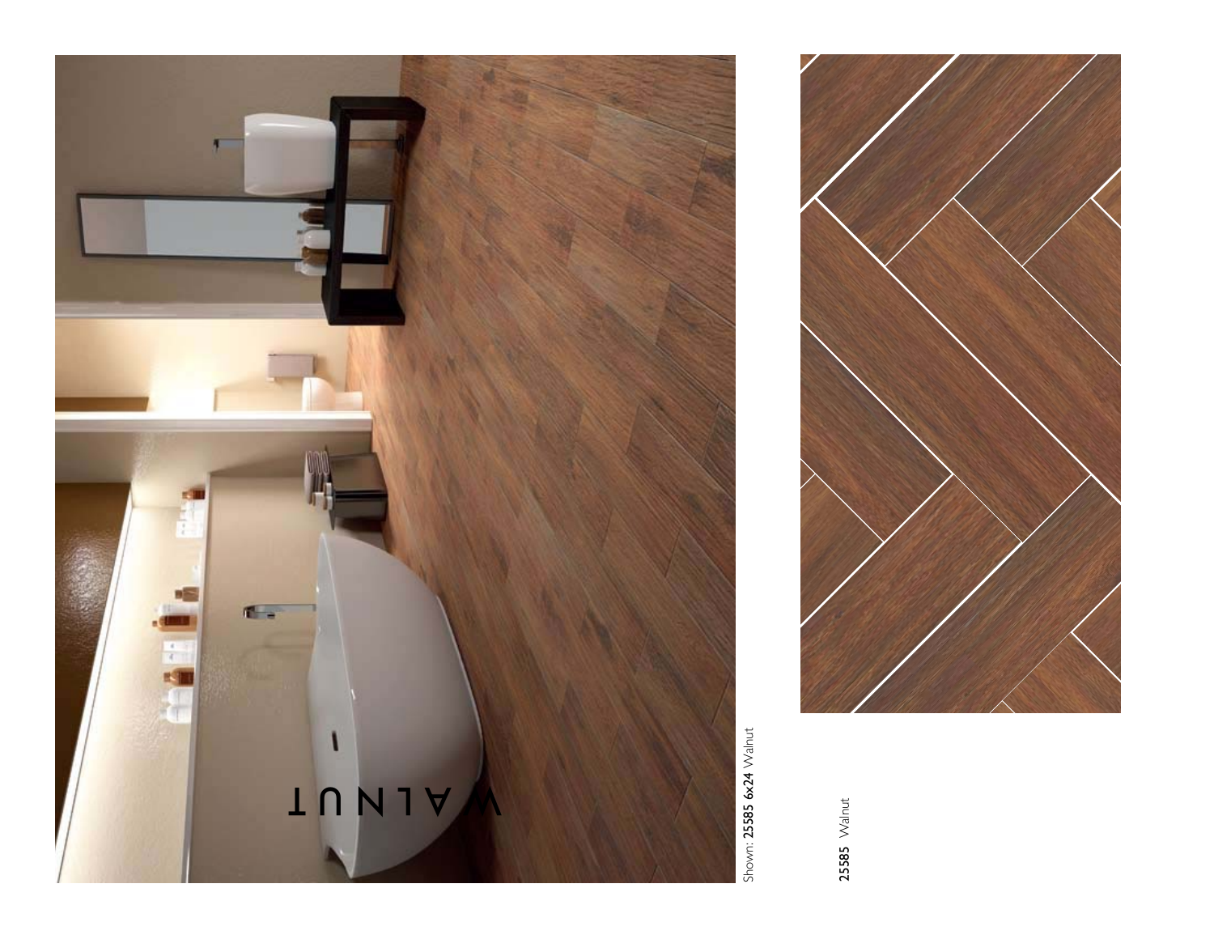WALNUT

Shown: **25585 6x24** Walnut

**25585** Walnut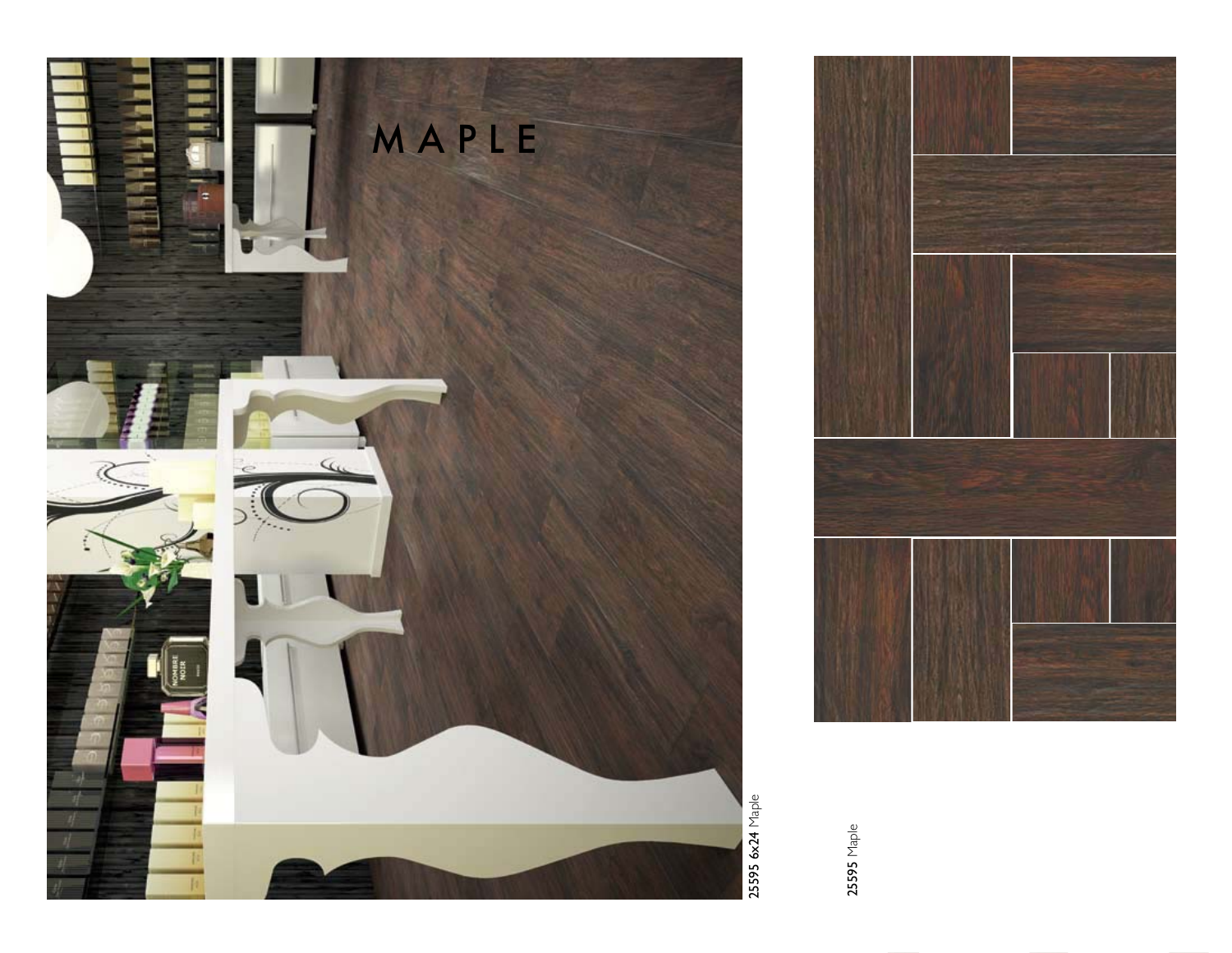# MAPLE

**25595 6x24** Maple

**25595** Maple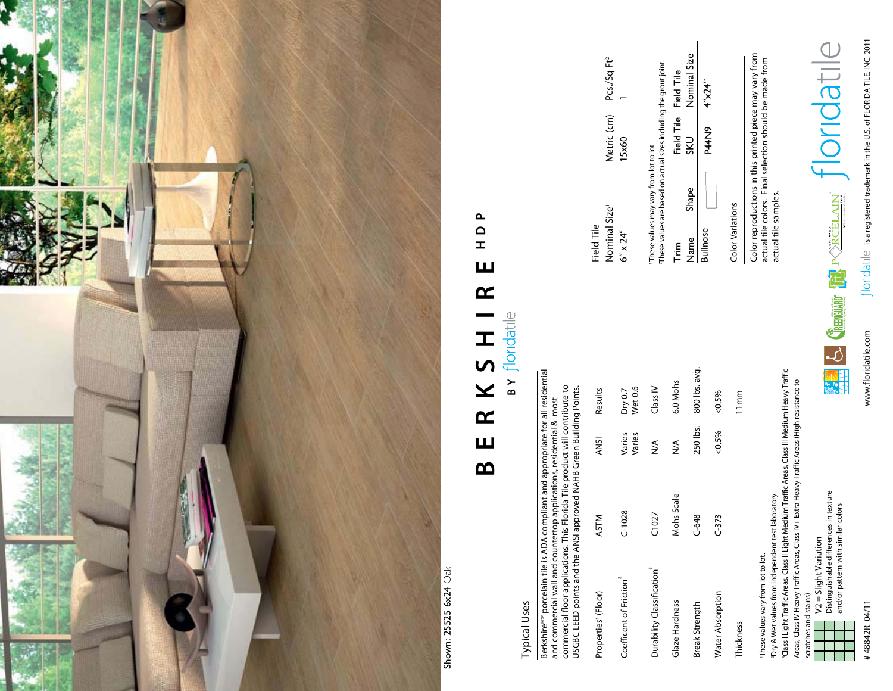Shown: 25525 6x24 Oak

# BERKSHIRE HDP

BY floridatile

## Typical Uses

Berkshire[HDP] porcelain tile is ADA compliant and appropriate for all residential and commercial wall and countertop applications, residential & most commercial floor applications. This Florida Tile product will contribute to USGBC LEED points and the ANSI approved NAHB Green Building Points.

| Properties[1] (Floor) | ASTM | ANSI | Results |
|---|---|---|---|
| Coefficent of Friction[2] | C-1028 | Varies<br>Varies | Dry 0.7<br>Wet 0.6 |
| Durability Classification[3] | C1027 | N/A | Class IV |
| Glaze Hardness | Mohs Scale | N/A | 6.0 Mohs |
| Break Strength | C-648 | 250 lbs. | 800 lbs. avg. |
| Water Absorption | C-373 | <0.5% | <0.5% |
| Thickness | | | 11mm |

[1]These values vary from lot to lot.
[2]Dry & Wet values from independent test laboratory.
[3]Class I Light Traffic Areas, Class II Light Medium Traffic Areas, Class III Medium Heavy Traffic Areas, Class IV Heavy Traffic Areas, Class IV+ Extra Heavy Traffic Areas (High resistance to scratches and stains)

V2 = Slight Variation
Distinguishable differences in texture and/or pattern with similar colors

| Field Tile Nominal Size[1] | Metric (cm) | Pcs./Sq Ft[2] |
|---|---|---|
| 6" x 24" | 15x60 | 1 |

[1]These values may vary from lot to lot.
[2]These values are based on actual sizes including the grout joint.

| Trim Name | Shape | Field Tile SKU | Field Tile Nominal Size |
|---|---|---|---|
| Bullnose | | P44N9 | 4"x24" |

Color Variations

Color reproductions in this printed piece may vary from actual tile colors. Final selection should be made from actual tile samples.

floridatile

# 48842R 04/11

www.floridatile.com

floridatile is a registered trademark in the U.S. of FLORIDA TILE, INC. 2011